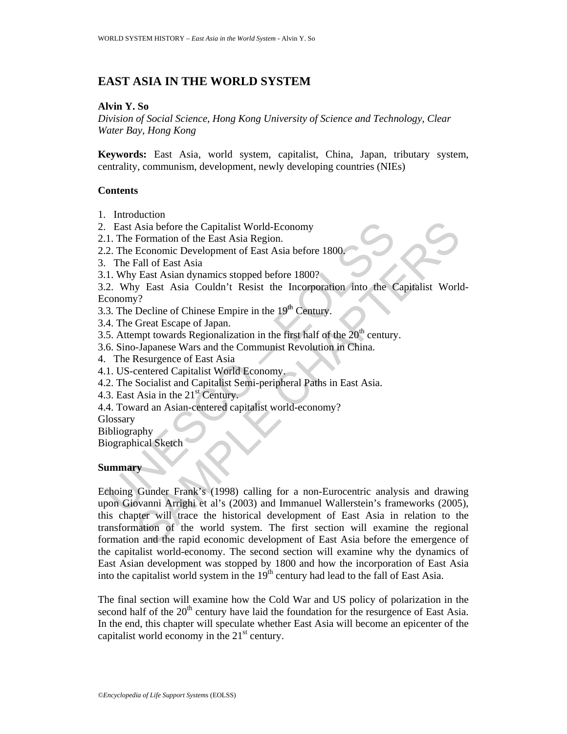# EAST ASIA IN THE WORLD SYSTEM

**Alvin Y. So**

*Division of Social Science, Hong Kong University of Science and Technology, Clear Water Bay, Hong Kong*

**Keywords:** East Asia, world system, capitalist, China, Japan, tributary system, centrality, communism, development, newly developing countries (NIEs)

## Contents

1. Introduction
2. East Asia before the Capitalist World-Economy
2.1. The Formation of the East Asia Region.
2.2. The Economic Development of East Asia before 1800.
3. The Fall of East Asia
3.1. Why East Asian dynamics stopped before 1800?
3.2. Why East Asia Couldn't Resist the Incorporation into the Capitalist World-Economy?
3.3. The Decline of Chinese Empire in the 19th Century.
3.4. The Great Escape of Japan.
3.5. Attempt towards Regionalization in the first half of the 20th century.
3.6. Sino-Japanese Wars and the Communist Revolution in China.
4. The Resurgence of East Asia
4.1. US-centered Capitalist World Economy.
4.2. The Socialist and Capitalist Semi-peripheral Paths in East Asia.
4.3. East Asia in the 21st Century.
4.4. Toward an Asian-centered capitalist world-economy?

Glossary
Bibliography
Biographical Sketch

## Summary

Echoing Gunder Frank's (1998) calling for a non-Eurocentric analysis and drawing upon Giovanni Arrighi et al's (2003) and Immanuel Wallerstein's frameworks (2005), this chapter will trace the historical development of East Asia in relation to the transformation of the world system. The first section will examine the regional formation and the rapid economic development of East Asia before the emergence of the capitalist world-economy. The second section will examine why the dynamics of East Asian development was stopped by 1800 and how the incorporation of East Asia into the capitalist world system in the 19th century had lead to the fall of East Asia.

The final section will examine how the Cold War and US policy of polarization in the second half of the 20th century have laid the foundation for the resurgence of East Asia. In the end, this chapter will speculate whether East Asia will become an epicenter of the capitalist world economy in the 21st century.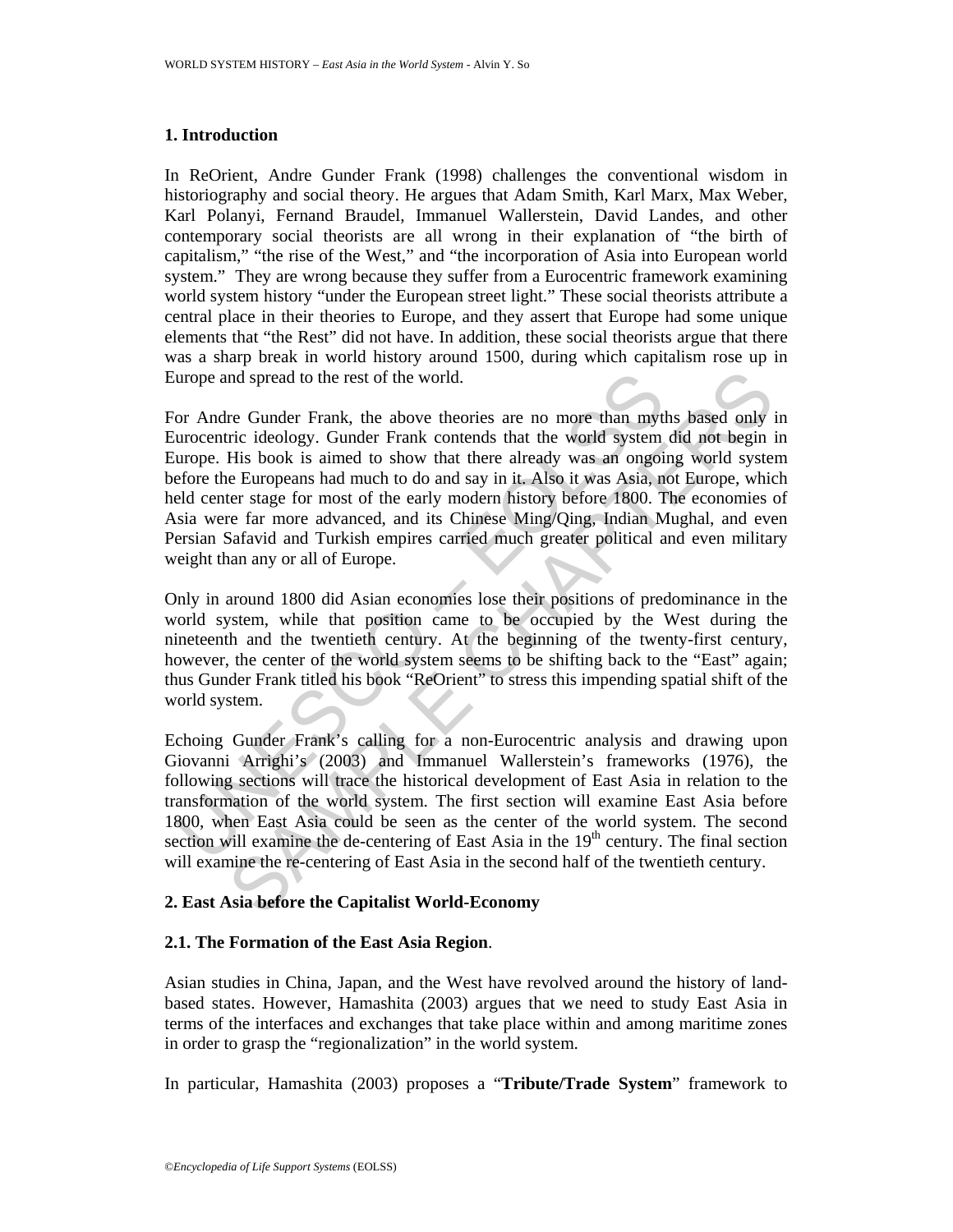## 1. Introduction

In ReOrient, Andre Gunder Frank (1998) challenges the conventional wisdom in historiography and social theory. He argues that Adam Smith, Karl Marx, Max Weber, Karl Polanyi, Fernand Braudel, Immanuel Wallerstein, David Landes, and other contemporary social theorists are all wrong in their explanation of "the birth of capitalism," "the rise of the West," and "the incorporation of Asia into European world system." They are wrong because they suffer from a Eurocentric framework examining world system history "under the European street light." These social theorists attribute a central place in their theories to Europe, and they assert that Europe had some unique elements that "the Rest" did not have. In addition, these social theorists argue that there was a sharp break in world history around 1500, during which capitalism rose up in Europe and spread to the rest of the world.

For Andre Gunder Frank, the above theories are no more than myths based only in Eurocentric ideology. Gunder Frank contends that the world system did not begin in Europe. His book is aimed to show that there already was an ongoing world system before the Europeans had much to do and say in it. Also it was Asia, not Europe, which held center stage for most of the early modern history before 1800. The economies of Asia were far more advanced, and its Chinese Ming/Qing, Indian Mughal, and even Persian Safavid and Turkish empires carried much greater political and even military weight than any or all of Europe.

Only in around 1800 did Asian economies lose their positions of predominance in the world system, while that position came to be occupied by the West during the nineteenth and the twentieth century. At the beginning of the twenty-first century, however, the center of the world system seems to be shifting back to the "East" again; thus Gunder Frank titled his book "ReOrient" to stress this impending spatial shift of the world system.

Echoing Gunder Frank's calling for a non-Eurocentric analysis and drawing upon Giovanni Arrighi's (2003) and Immanuel Wallerstein's frameworks (1976), the following sections will trace the historical development of East Asia in relation to the transformation of the world system. The first section will examine East Asia before 1800, when East Asia could be seen as the center of the world system. The second section will examine the de-centering of East Asia in the 19th century. The final section will examine the re-centering of East Asia in the second half of the twentieth century.

## 2. East Asia before the Capitalist World-Economy

### 2.1. The Formation of the East Asia Region.

Asian studies in China, Japan, and the West have revolved around the history of land-based states. However, Hamashita (2003) argues that we need to study East Asia in terms of the interfaces and exchanges that take place within and among maritime zones in order to grasp the "regionalization" in the world system.

In particular, Hamashita (2003) proposes a "**Tribute/Trade System**" framework to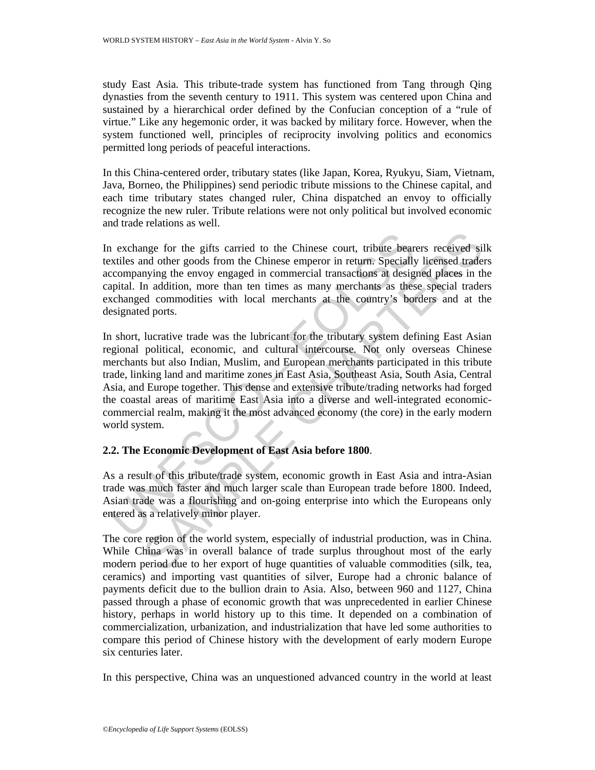study East Asia. This tribute-trade system has functioned from Tang through Qing dynasties from the seventh century to 1911. This system was centered upon China and sustained by a hierarchical order defined by the Confucian conception of a "rule of virtue." Like any hegemonic order, it was backed by military force. However, when the system functioned well, principles of reciprocity involving politics and economics permitted long periods of peaceful interactions.

In this China-centered order, tributary states (like Japan, Korea, Ryukyu, Siam, Vietnam, Java, Borneo, the Philippines) send periodic tribute missions to the Chinese capital, and each time tributary states changed ruler, China dispatched an envoy to officially recognize the new ruler. Tribute relations were not only political but involved economic and trade relations as well.

In exchange for the gifts carried to the Chinese court, tribute bearers received silk textiles and other goods from the Chinese emperor in return. Specially licensed traders accompanying the envoy engaged in commercial transactions at designed places in the capital. In addition, more than ten times as many merchants as these special traders exchanged commodities with local merchants at the country's borders and at the designated ports.

In short, lucrative trade was the lubricant for the tributary system defining East Asian regional political, economic, and cultural intercourse. Not only overseas Chinese merchants but also Indian, Muslim, and European merchants participated in this tribute trade, linking land and maritime zones in East Asia, Southeast Asia, South Asia, Central Asia, and Europe together. This dense and extensive tribute/trading networks had forged the coastal areas of maritime East Asia into a diverse and well-integrated economic-commercial realm, making it the most advanced economy (the core) in the early modern world system.

### 2.2. The Economic Development of East Asia before 1800.

As a result of this tribute/trade system, economic growth in East Asia and intra-Asian trade was much faster and much larger scale than European trade before 1800. Indeed, Asian trade was a flourishing and on-going enterprise into which the Europeans only entered as a relatively minor player.

The core region of the world system, especially of industrial production, was in China. While China was in overall balance of trade surplus throughout most of the early modern period due to her export of huge quantities of valuable commodities (silk, tea, ceramics) and importing vast quantities of silver, Europe had a chronic balance of payments deficit due to the bullion drain to Asia. Also, between 960 and 1127, China passed through a phase of economic growth that was unprecedented in earlier Chinese history, perhaps in world history up to this time. It depended on a combination of commercialization, urbanization, and industrialization that have led some authorities to compare this period of Chinese history with the development of early modern Europe six centuries later.

In this perspective, China was an unquestioned advanced country in the world at least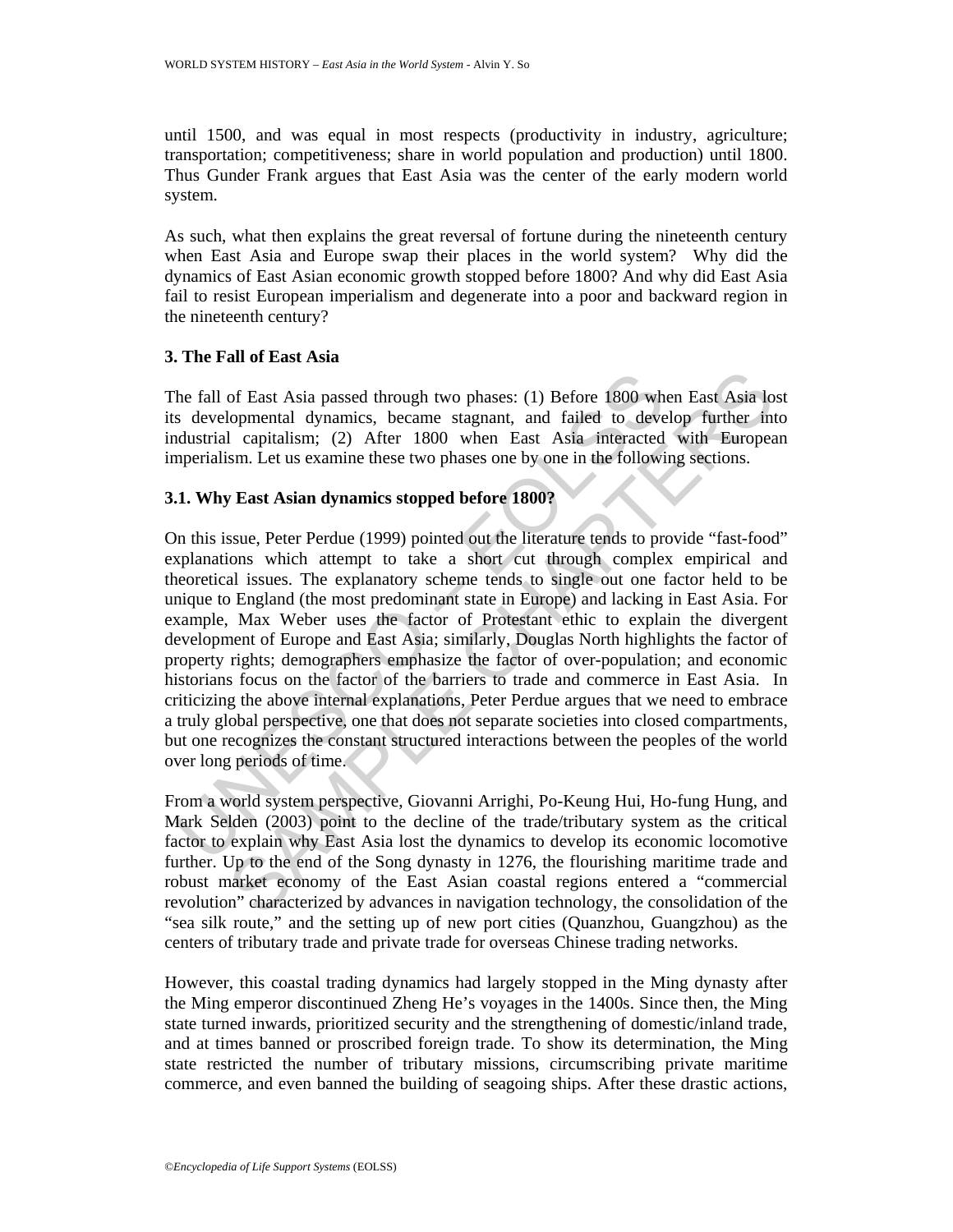until 1500, and was equal in most respects (productivity in industry, agriculture; transportation; competitiveness; share in world population and production) until 1800. Thus Gunder Frank argues that East Asia was the center of the early modern world system.

As such, what then explains the great reversal of fortune during the nineteenth century when East Asia and Europe swap their places in the world system? Why did the dynamics of East Asian economic growth stopped before 1800? And why did East Asia fail to resist European imperialism and degenerate into a poor and backward region in the nineteenth century?

## 3. The Fall of East Asia

The fall of East Asia passed through two phases: (1) Before 1800 when East Asia lost its developmental dynamics, became stagnant, and failed to develop further into industrial capitalism; (2) After 1800 when East Asia interacted with European imperialism. Let us examine these two phases one by one in the following sections.

### 3.1. Why East Asian dynamics stopped before 1800?

On this issue, Peter Perdue (1999) pointed out the literature tends to provide "fast-food" explanations which attempt to take a short cut through complex empirical and theoretical issues. The explanatory scheme tends to single out one factor held to be unique to England (the most predominant state in Europe) and lacking in East Asia. For example, Max Weber uses the factor of Protestant ethic to explain the divergent development of Europe and East Asia; similarly, Douglas North highlights the factor of property rights; demographers emphasize the factor of over-population; and economic historians focus on the factor of the barriers to trade and commerce in East Asia. In criticizing the above internal explanations, Peter Perdue argues that we need to embrace a truly global perspective, one that does not separate societies into closed compartments, but one recognizes the constant structured interactions between the peoples of the world over long periods of time.

From a world system perspective, Giovanni Arrighi, Po-Keung Hui, Ho-fung Hung, and Mark Selden (2003) point to the decline of the trade/tributary system as the critical factor to explain why East Asia lost the dynamics to develop its economic locomotive further. Up to the end of the Song dynasty in 1276, the flourishing maritime trade and robust market economy of the East Asian coastal regions entered a "commercial revolution" characterized by advances in navigation technology, the consolidation of the "sea silk route," and the setting up of new port cities (Quanzhou, Guangzhou) as the centers of tributary trade and private trade for overseas Chinese trading networks.

However, this coastal trading dynamics had largely stopped in the Ming dynasty after the Ming emperor discontinued Zheng He's voyages in the 1400s. Since then, the Ming state turned inwards, prioritized security and the strengthening of domestic/inland trade, and at times banned or proscribed foreign trade. To show its determination, the Ming state restricted the number of tributary missions, circumscribing private maritime commerce, and even banned the building of seagoing ships. After these drastic actions,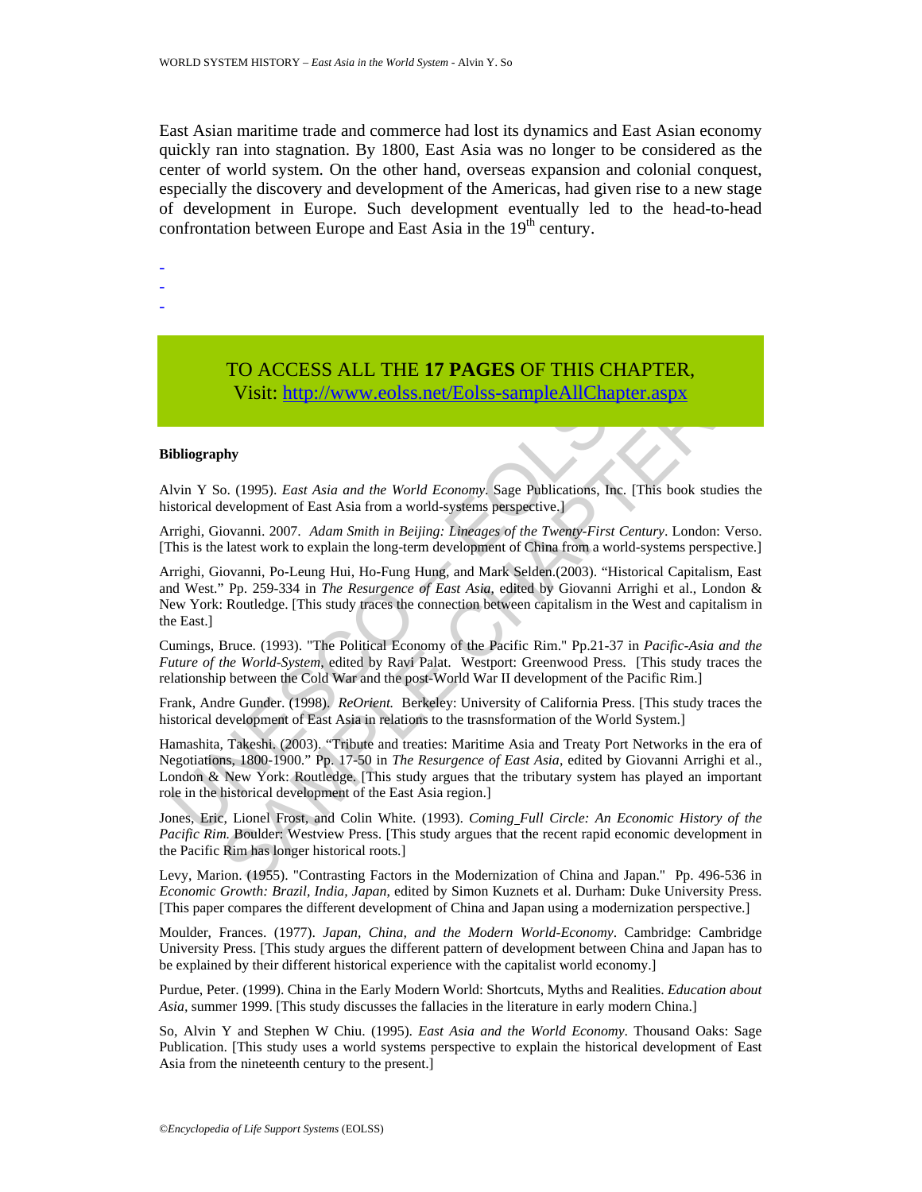East Asian maritime trade and commerce had lost its dynamics and East Asian economy quickly ran into stagnation. By 1800, East Asia was no longer to be considered as the center of world system. On the other hand, overseas expansion and colonial conquest, especially the discovery and development of the Americas, had given rise to a new stage of development in Europe. Such development eventually led to the head-to-head confrontation between Europe and East Asia in the 19th century.

-
-
-

TO ACCESS ALL THE **17 PAGES** OF THIS CHAPTER,
Visit: http://www.eolss.net/Eolss-sampleAllChapter.aspx

**Bibliography**

Alvin Y So. (1995). *East Asia and the World Economy*. Sage Publications, Inc. [This book studies the historical development of East Asia from a world-systems perspective.]

Arrighi, Giovanni. 2007. *Adam Smith in Beijing: Lineages of the Twenty-First Century*. London: Verso. [This is the latest work to explain the long-term development of China from a world-systems perspective.]

Arrighi, Giovanni, Po-Leung Hui, Ho-Fung Hung, and Mark Selden.(2003). "Historical Capitalism, East and West." Pp. 259-334 in *The Resurgence of East Asia*, edited by Giovanni Arrighi et al., London & New York: Routledge. [This study traces the connection between capitalism in the West and capitalism in the East.]

Cumings, Bruce. (1993). "The Political Economy of the Pacific Rim." Pp.21-37 in *Pacific-Asia and the Future of the World-System*, edited by Ravi Palat. Westport: Greenwood Press. [This study traces the relationship between the Cold War and the post-World War II development of the Pacific Rim.]

Frank, Andre Gunder. (1998). *ReOrient.* Berkeley: University of California Press. [This study traces the historical development of East Asia in relations to the trasnsformation of the World System.]

Hamashita, Takeshi. (2003). "Tribute and treaties: Maritime Asia and Treaty Port Networks in the era of Negotiations, 1800-1900." Pp. 17-50 in *The Resurgence of East Asia*, edited by Giovanni Arrighi et al., London & New York: Routledge. [This study argues that the tributary system has played an important role in the historical development of the East Asia region.]

Jones, Eric, Lionel Frost, and Colin White. (1993). *Coming Full Circle: An Economic History of the Pacific Rim.* Boulder: Westview Press. [This study argues that the recent rapid economic development in the Pacific Rim has longer historical roots.]

Levy, Marion. (1955). "Contrasting Factors in the Modernization of China and Japan." Pp. 496-536 in *Economic Growth: Brazil, India, Japan,* edited by Simon Kuznets et al. Durham: Duke University Press. [This paper compares the different development of China and Japan using a modernization perspective.]

Moulder, Frances. (1977). *Japan, China, and the Modern World-Economy*. Cambridge: Cambridge University Press. [This study argues the different pattern of development between China and Japan has to be explained by their different historical experience with the capitalist world economy.]

Purdue, Peter. (1999). China in the Early Modern World: Shortcuts, Myths and Realities. *Education about Asia*, summer 1999. [This study discusses the fallacies in the literature in early modern China.]

So, Alvin Y and Stephen W Chiu. (1995). *East Asia and the World Economy*. Thousand Oaks: Sage Publication. [This study uses a world systems perspective to explain the historical development of East Asia from the nineteenth century to the present.]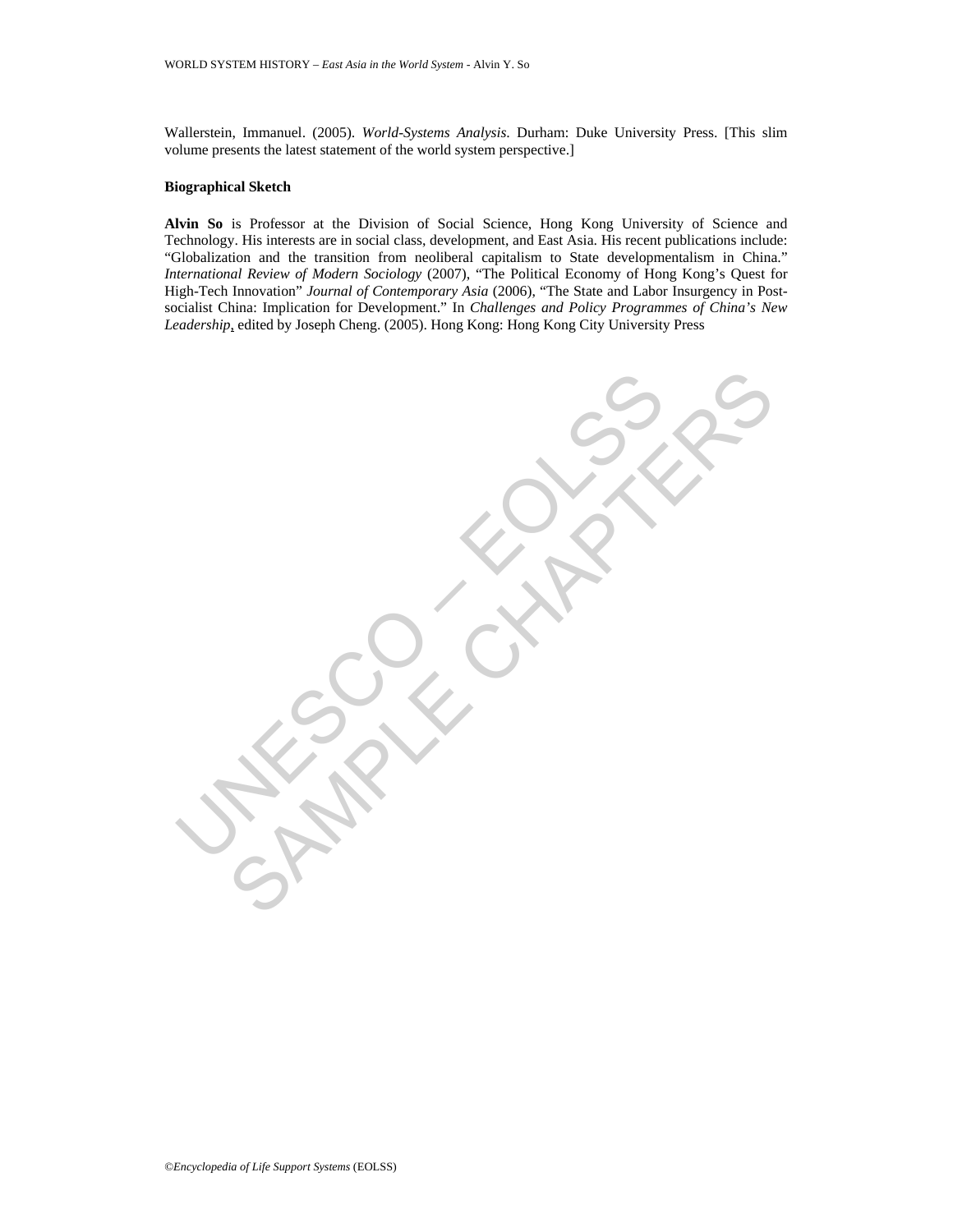Wallerstein, Immanuel. (2005). *World-Systems Analysis.* Durham: Duke University Press. [This slim volume presents the latest statement of the world system perspective.]

**Biographical Sketch**

**Alvin So** is Professor at the Division of Social Science, Hong Kong University of Science and Technology. His interests are in social class, development, and East Asia. His recent publications include: "Globalization and the transition from neoliberal capitalism to State developmentalism in China." *International Review of Modern Sociology* (2007), "The Political Economy of Hong Kong's Quest for High-Tech Innovation" *Journal of Contemporary Asia* (2006), "The State and Labor Insurgency in Post-socialist China: Implication for Development." In *Challenges and Policy Programmes of China's New Leadership*, edited by Joseph Cheng. (2005). Hong Kong: Hong Kong City University Press